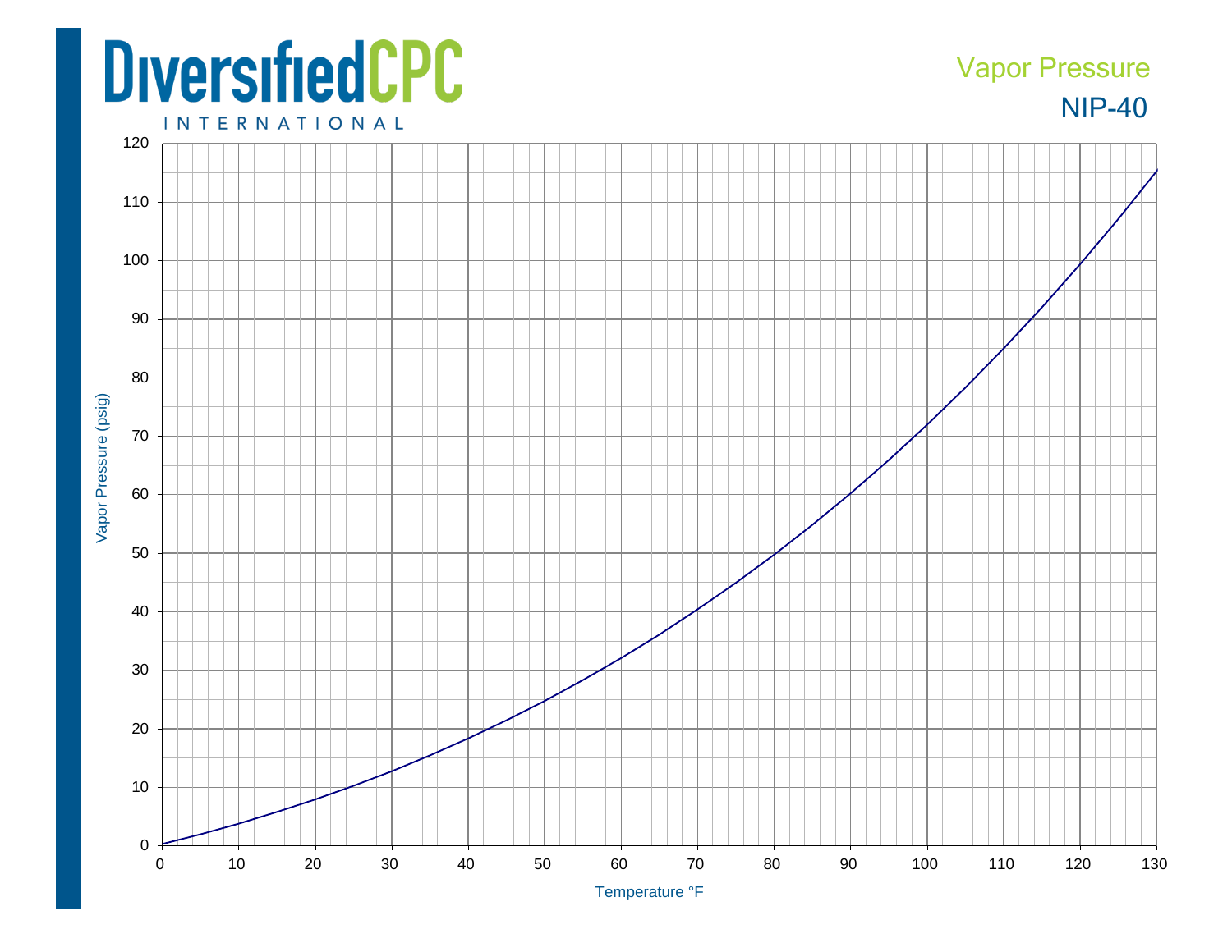DiversifiedCPC INTERNATIONAL

Vapor Pressure

NIP-40

Vapor Pressure (psig)

Temperature °F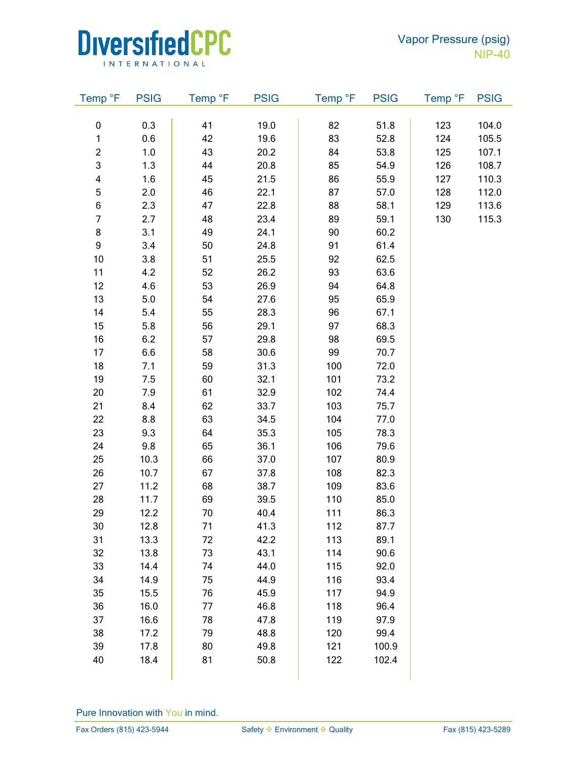# DiversifiedCPC INTERNATIONAL

Vapor Pressure (psig)
NIP-40

| Temp °F | PSIG | Temp °F | PSIG | Temp °F | PSIG | Temp °F | PSIG |
|---|---|---|---|---|---|---|---|
| 0 | 0.3 | 41 | 19.0 | 82 | 51.8 | 123 | 104.0 |
| 1 | 0.6 | 42 | 19.6 | 83 | 52.8 | 124 | 105.5 |
| 2 | 1.0 | 43 | 20.2 | 84 | 53.8 | 125 | 107.1 |
| 3 | 1.3 | 44 | 20.8 | 85 | 54.9 | 126 | 108.7 |
| 4 | 1.6 | 45 | 21.5 | 86 | 55.9 | 127 | 110.3 |
| 5 | 2.0 | 46 | 22.1 | 87 | 57.0 | 128 | 112.0 |
| 6 | 2.3 | 47 | 22.8 | 88 | 58.1 | 129 | 113.6 |
| 7 | 2.7 | 48 | 23.4 | 89 | 59.1 | 130 | 115.3 |
| 8 | 3.1 | 49 | 24.1 | 90 | 60.2 | | |
| 9 | 3.4 | 50 | 24.8 | 91 | 61.4 | | |
| 10 | 3.8 | 51 | 25.5 | 92 | 62.5 | | |
| 11 | 4.2 | 52 | 26.2 | 93 | 63.6 | | |
| 12 | 4.6 | 53 | 26.9 | 94 | 64.8 | | |
| 13 | 5.0 | 54 | 27.6 | 95 | 65.9 | | |
| 14 | 5.4 | 55 | 28.3 | 96 | 67.1 | | |
| 15 | 5.8 | 56 | 29.1 | 97 | 68.3 | | |
| 16 | 6.2 | 57 | 29.8 | 98 | 69.5 | | |
| 17 | 6.6 | 58 | 30.6 | 99 | 70.7 | | |
| 18 | 7.1 | 59 | 31.3 | 100 | 72.0 | | |
| 19 | 7.5 | 60 | 32.1 | 101 | 73.2 | | |
| 20 | 7.9 | 61 | 32.9 | 102 | 74.4 | | |
| 21 | 8.4 | 62 | 33.7 | 103 | 75.7 | | |
| 22 | 8.8 | 63 | 34.5 | 104 | 77.0 | | |
| 23 | 9.3 | 64 | 35.3 | 105 | 78.3 | | |
| 24 | 9.8 | 65 | 36.1 | 106 | 79.6 | | |
| 25 | 10.3 | 66 | 37.0 | 107 | 80.9 | | |
| 26 | 10.7 | 67 | 37.8 | 108 | 82.3 | | |
| 27 | 11.2 | 68 | 38.7 | 109 | 83.6 | | |
| 28 | 11.7 | 69 | 39.5 | 110 | 85.0 | | |
| 29 | 12.2 | 70 | 40.4 | 111 | 86.3 | | |
| 30 | 12.8 | 71 | 41.3 | 112 | 87.7 | | |
| 31 | 13.3 | 72 | 42.2 | 113 | 89.1 | | |
| 32 | 13.8 | 73 | 43.1 | 114 | 90.6 | | |
| 33 | 14.4 | 74 | 44.0 | 115 | 92.0 | | |
| 34 | 14.9 | 75 | 44.9 | 116 | 93.4 | | |
| 35 | 15.5 | 76 | 45.9 | 117 | 94.9 | | |
| 36 | 16.0 | 77 | 46.8 | 118 | 96.4 | | |
| 37 | 16.6 | 78 | 47.8 | 119 | 97.9 | | |
| 38 | 17.2 | 79 | 48.8 | 120 | 99.4 | | |
| 39 | 17.8 | 80 | 49.8 | 121 | 100.9 | | |
| 40 | 18.4 | 81 | 50.8 | 122 | 102.4 | | |

Pure Innovation with You in mind.

Fax Orders (815) 423-5944 Safety ❖ Environment ❖ Quality Fax (815) 423-5289